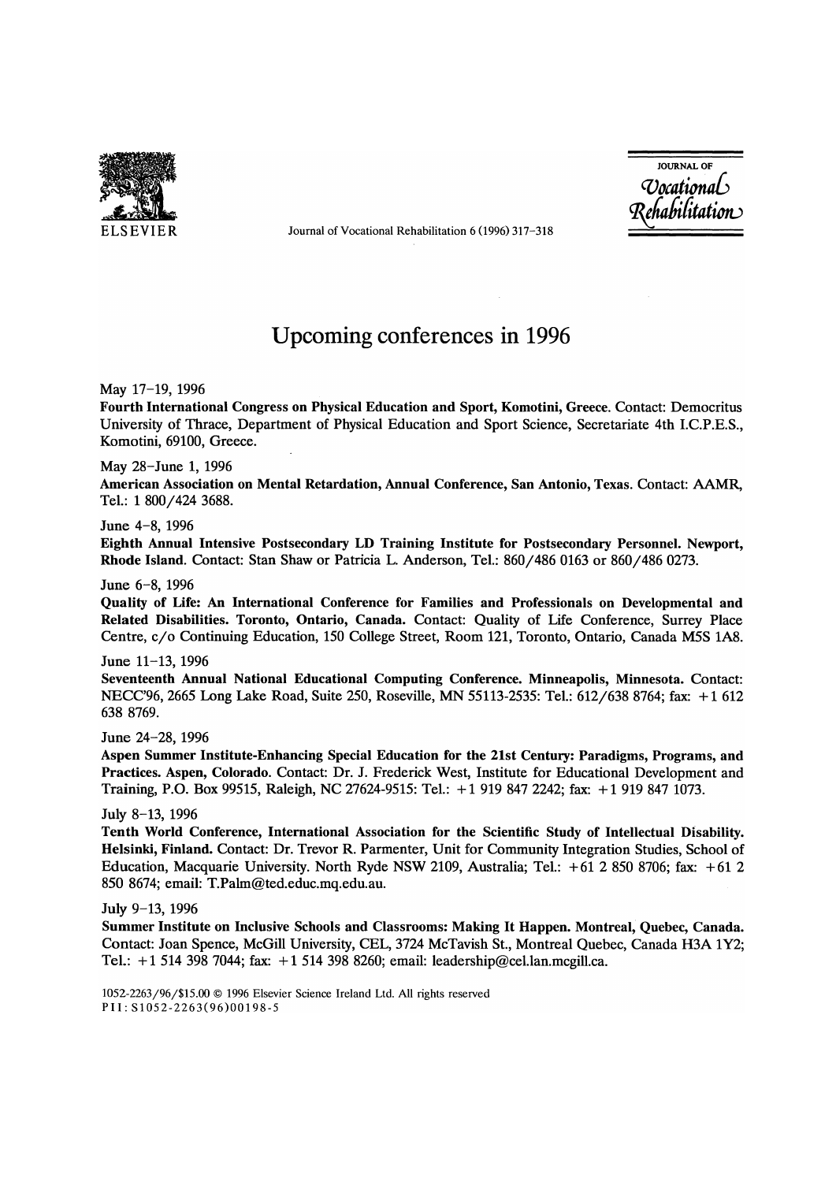# Upcoming conferences in 1996

May 17–19, 1996
**Fourth International Congress on Physical Education and Sport, Komotini, Greece.** Contact: Democritus University of Thrace, Department of Physical Education and Sport Science, Secretariate 4th I.C.P.E.S., Komotini, 69100, Greece.

May 28–June 1, 1996
**American Association on Mental Retardation, Annual Conference, San Antonio, Texas.** Contact: AAMR, Tel.: 1 800/424 3688.

June 4–8, 1996
**Eighth Annual Intensive Postsecondary LD Training Institute for Postsecondary Personnel. Newport, Rhode Island.** Contact: Stan Shaw or Patricia L. Anderson, Tel.: 860/486 0163 or 860/486 0273.

June 6–8, 1996
**Quality of Life: An International Conference for Families and Professionals on Developmental and Related Disabilities. Toronto, Ontario, Canada.** Contact: Quality of Life Conference, Surrey Place Centre, c/o Continuing Education, 150 College Street, Room 121, Toronto, Ontario, Canada M5S 1A8.

June 11–13, 1996
**Seventeenth Annual National Educational Computing Conference. Minneapolis, Minnesota.** Contact: NECC'96, 2665 Long Lake Road, Suite 250, Roseville, MN 55113-2535: Tel.: 612/638 8764; fax: +1 612 638 8769.

June 24–28, 1996
**Aspen Summer Institute-Enhancing Special Education for the 21st Century: Paradigms, Programs, and Practices. Aspen, Colorado.** Contact: Dr. J. Frederick West, Institute for Educational Development and Training, P.O. Box 99515, Raleigh, NC 27624-9515: Tel.: +1 919 847 2242; fax: +1 919 847 1073.

July 8–13, 1996
**Tenth World Conference, International Association for the Scientific Study of Intellectual Disability. Helsinki, Finland.** Contact: Dr. Trevor R. Parmenter, Unit for Community Integration Studies, School of Education, Macquarie University. North Ryde NSW 2109, Australia; Tel.: +61 2 850 8706; fax: +61 2 850 8674; email: T.Palm@ted.educ.mq.edu.au.

July 9–13, 1996
**Summer Institute on Inclusive Schools and Classrooms: Making It Happen. Montreal, Quebec, Canada.** Contact: Joan Spence, McGill University, CEL, 3724 McTavish St., Montreal Quebec, Canada H3A 1Y2; Tel.: +1 514 398 7044; fax: +1 514 398 8260; email: leadership@cel.lan.mcgill.ca.

1052-2263/96/$15.00 © 1996 Elsevier Science Ireland Ltd. All rights reserved
PII: S1052-2263(96)00198-5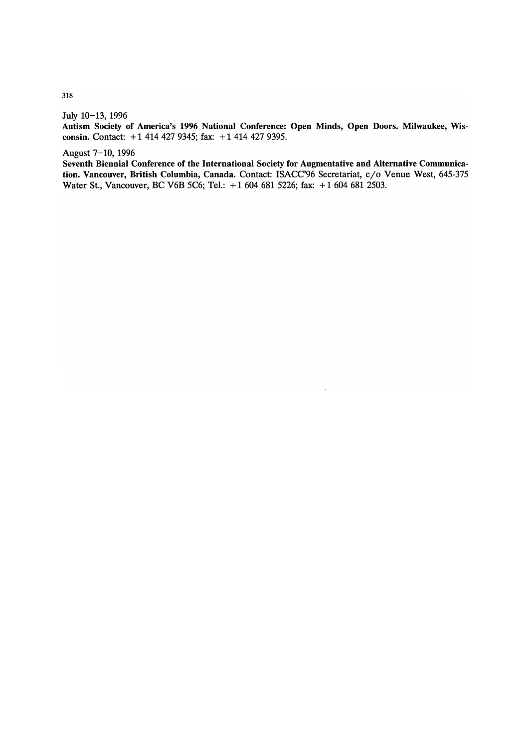July 10–13, 1996

**Autism Society of America's 1996 National Conference: Open Minds, Open Doors. Milwaukee, Wisconsin.** Contact: +1 414 427 9345; fax: +1 414 427 9395.

August 7–10, 1996

**Seventh Biennial Conference of the International Society for Augmentative and Alternative Communication. Vancouver, British Columbia, Canada.** Contact: ISACC'96 Secretariat, c/o Venue West, 645-375 Water St., Vancouver, BC V6B 5C6; Tel.: +1 604 681 5226; fax: +1 604 681 2503.